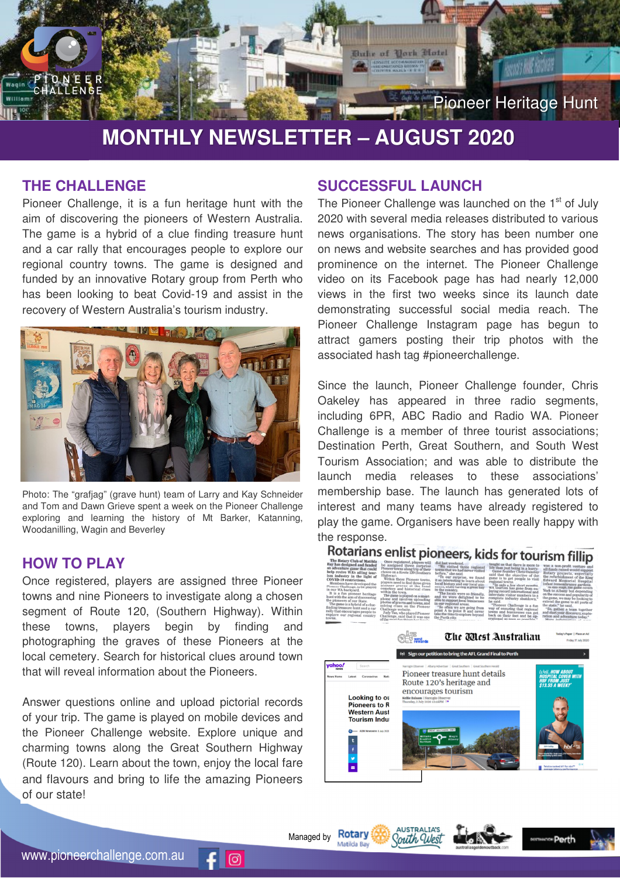Pioneer Heritage Hunt

# MONTHLY NEWSLETTER – AUGUST 2020

## THE CHALLENGE

Pioneer Challenge, it is a fun heritage hunt with the aim of discovering the pioneers of Western Australia. The game is a hybrid of a clue finding treasure hunt and a car rally that encourages people to explore our regional country towns. The game is designed and funded by an innovative Rotary group from Perth who has been looking to beat Covid-19 and assist in the recovery of Western Australia's tourism industry.

Photo: The "grafjag" (grave hunt) team of Larry and Kay Schneider and Tom and Dawn Grieve spent a week on the Pioneer Challenge exploring and learning the history of Mt Barker, Katanning, Woodanilling, Wagin and Beverley

## HOW TO PLAY

Once registered, players are assigned three Pioneer towns and nine Pioneers to investigate along a chosen segment of Route 120, (Southern Highway). Within these towns, players begin by finding and photographing the graves of these Pioneers at the local cemetery. Search for historical clues around town that will reveal information about the Pioneers.

Answer questions online and upload pictorial records of your trip. The game is played on mobile devices and the Pioneer Challenge website. Explore unique and charming towns along the Great Southern Highway (Route 120). Learn about the town, enjoy the local fare and flavours and bring to life the amazing Pioneers of our state!

## SUCCESSFUL LAUNCH

The Pioneer Challenge was launched on the 1st of July 2020 with several media releases distributed to various news organisations. The story has been number one on news and website searches and has provided good prominence on the internet. The Pioneer Challenge video on its Facebook page has had nearly 12,000 views in the first two weeks since its launch date demonstrating successful social media reach. The Pioneer Challenge Instagram page has begun to attract gamers posting their trip photos with the associated hash tag #pioneerchallenge.

Since the launch, Pioneer Challenge founder, Chris Oakeley has appeared in three radio segments, including 6PR, ABC Radio and Radio WA. Pioneer Challenge is a member of three tourist associations; Destination Perth, Great Southern, and South West Tourism Association; and was able to distribute the launch media releases to these associations' membership base. The launch has generated lots of interest and many teams have already registered to play the game. Organisers have been really happy with the response.

Rotarians enlist pioneers, kids for tourism fillip

Pioneer treasure hunt details Route 120's heritage and encourages tourism

Managed by Rotary Matilda Bay

www.pioneerchallenge.com.au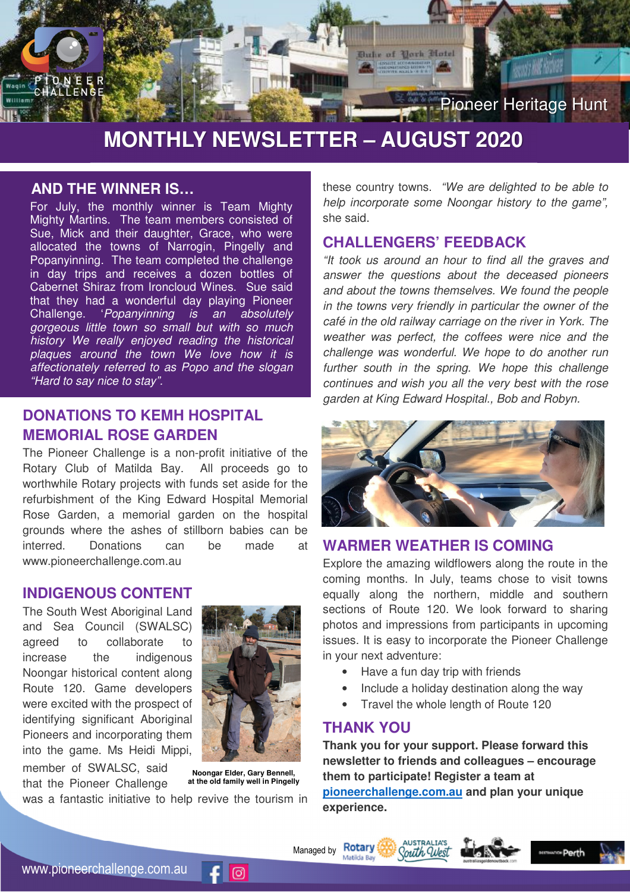Pioneer Heritage Hunt

# MONTHLY NEWSLETTER – AUGUST 2020

## AND THE WINNER IS...

For July, the monthly winner is Team Mighty Mighty Martins. The team members consisted of Sue, Mick and their daughter, Grace, who were allocated the towns of Narrogin, Pingelly and Popanyinning. The team completed the challenge in day trips and receives a dozen bottles of Cabernet Shiraz from Ironcloud Wines. Sue said that they had a wonderful day playing Pioneer Challenge. '*Popanyinning is an absolutely gorgeous little town so small but with so much history We really enjoyed reading the historical plaques around the town We love how it is affectionately referred to as Popo and the slogan "Hard to say nice to stay".*

## DONATIONS TO KEMH HOSPITAL MEMORIAL ROSE GARDEN

The Pioneer Challenge is a non-profit initiative of the Rotary Club of Matilda Bay. All proceeds go to worthwhile Rotary projects with funds set aside for the refurbishment of the King Edward Hospital Memorial Rose Garden, a memorial garden on the hospital grounds where the ashes of stillborn babies can be interred. Donations can be made at www.pioneerchallenge.com.au

## INDIGENOUS CONTENT

The South West Aboriginal Land and Sea Council (SWALSC) agreed to collaborate to increase the indigenous Noongar historical content along Route 120. Game developers were excited with the prospect of identifying significant Aboriginal Pioneers and incorporating them into the game. Ms Heidi Mippi, member of SWALSC, said that the Pioneer Challenge was a fantastic initiative to help revive the tourism in these country towns. *"We are delighted to be able to help incorporate some Noongar history to the game"*, she said.

**Noongar Elder, Gary Bennell, at the old family well in Pingelly**

## CHALLENGERS' FEEDBACK

*"It took us around an hour to find all the graves and answer the questions about the deceased pioneers and about the towns themselves. We found the people in the towns very friendly in particular the owner of the café in the old railway carriage on the river in York. The weather was perfect, the coffees were nice and the challenge was wonderful. We hope to do another run further south in the spring. We hope this challenge continues and wish you all the very best with the rose garden at King Edward Hospital., Bob and Robyn.*

## WARMER WEATHER IS COMING

Explore the amazing wildflowers along the route in the coming months. In July, teams chose to visit towns equally along the northern, middle and southern sections of Route 120. We look forward to sharing photos and impressions from participants in upcoming issues. It is easy to incorporate the Pioneer Challenge in your next adventure:

- Have a fun day trip with friends
- Include a holiday destination along the way
- Travel the whole length of Route 120

## THANK YOU

**Thank you for your support. Please forward this newsletter to friends and colleagues – encourage them to participate! Register a team at [pioneerchallenge.com.au](pioneerchallenge.com.au) and plan your unique experience.**

Managed by Rotary Matilda Bay

www.pioneerchallenge.com.au